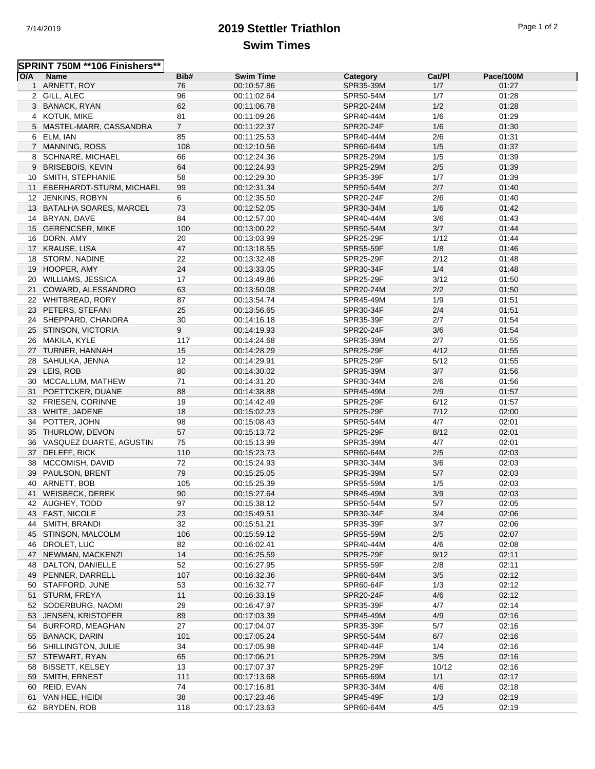# 2019 Stettler Triathlon

## Swim Times

**SPRINT 750M **106 Finishers****

| O/A | Name | Bib# | Swim Time | Category | Cat/Pl | Pace/100M |
|---|---|---|---|---|---|---|
| 1 | ARNETT, ROY | 76 | 00:10:57.86 | SPR35-39M | 1/7 | 01:27 |
| 2 | GILL, ALEC | 96 | 00:11:02.64 | SPR50-54M | 1/7 | 01:28 |
| 3 | BANACK, RYAN | 62 | 00:11:06.78 | SPR20-24M | 1/2 | 01:28 |
| 4 | KOTUK, MIKE | 81 | 00:11:09.26 | SPR40-44M | 1/6 | 01:29 |
| 5 | MASTEL-MARR, CASSANDRA | 7 | 00:11:22.37 | SPR20-24F | 1/6 | 01:30 |
| 6 | ELM, IAN | 85 | 00:11:25.53 | SPR40-44M | 2/6 | 01:31 |
| 7 | MANNING, ROSS | 108 | 00:12:10.56 | SPR60-64M | 1/5 | 01:37 |
| 8 | SCHNARE, MICHAEL | 66 | 00:12:24.36 | SPR25-29M | 1/5 | 01:39 |
| 9 | BRISEBOIS, KEVIN | 64 | 00:12:24.93 | SPR25-29M | 2/5 | 01:39 |
| 10 | SMITH, STEPHANIE | 58 | 00:12:29.30 | SPR35-39F | 1/7 | 01:39 |
| 11 | EBERHARDT-STURM, MICHAEL | 99 | 00:12:31.34 | SPR50-54M | 2/7 | 01:40 |
| 12 | JENKINS, ROBYN | 6 | 00:12:35.50 | SPR20-24F | 2/6 | 01:40 |
| 13 | BATALHA SOARES, MARCEL | 73 | 00:12:52.05 | SPR30-34M | 1/6 | 01:42 |
| 14 | BRYAN, DAVE | 84 | 00:12:57.00 | SPR40-44M | 3/6 | 01:43 |
| 15 | GERENCSER, MIKE | 100 | 00:13:00.22 | SPR50-54M | 3/7 | 01:44 |
| 16 | DORN, AMY | 20 | 00:13:03.99 | SPR25-29F | 1/12 | 01:44 |
| 17 | KRAUSE, LISA | 47 | 00:13:18.55 | SPR55-59F | 1/8 | 01:46 |
| 18 | STORM, NADINE | 22 | 00:13:32.48 | SPR25-29F | 2/12 | 01:48 |
| 19 | HOOPER, AMY | 24 | 00:13:33.05 | SPR30-34F | 1/4 | 01:48 |
| 20 | WILLIAMS, JESSICA | 17 | 00:13:49.86 | SPR25-29F | 3/12 | 01:50 |
| 21 | COWARD, ALESSANDRO | 63 | 00:13:50.08 | SPR20-24M | 2/2 | 01:50 |
| 22 | WHITBREAD, RORY | 87 | 00:13:54.74 | SPR45-49M | 1/9 | 01:51 |
| 23 | PETERS, STEFANI | 25 | 00:13:56.65 | SPR30-34F | 2/4 | 01:51 |
| 24 | SHEPPARD, CHANDRA | 30 | 00:14:16.18 | SPR35-39F | 2/7 | 01:54 |
| 25 | STINSON, VICTORIA | 9 | 00:14:19.93 | SPR20-24F | 3/6 | 01:54 |
| 26 | MAKILA, KYLE | 117 | 00:14:24.68 | SPR35-39M | 2/7 | 01:55 |
| 27 | TURNER, HANNAH | 15 | 00:14:28.29 | SPR25-29F | 4/12 | 01:55 |
| 28 | SAHULKA, JENNA | 12 | 00:14:29.91 | SPR25-29F | 5/12 | 01:55 |
| 29 | LEIS, ROB | 80 | 00:14:30.02 | SPR35-39M | 3/7 | 01:56 |
| 30 | MCCALLUM, MATHEW | 71 | 00:14:31.20 | SPR30-34M | 2/6 | 01:56 |
| 31 | POETTCKER, DUANE | 88 | 00:14:38.88 | SPR45-49M | 2/9 | 01:57 |
| 32 | FRIESEN, CORINNE | 19 | 00:14:42.49 | SPR25-29F | 6/12 | 01:57 |
| 33 | WHITE, JADENE | 18 | 00:15:02.23 | SPR25-29F | 7/12 | 02:00 |
| 34 | POTTER, JOHN | 98 | 00:15:08.43 | SPR50-54M | 4/7 | 02:01 |
| 35 | THURLOW, DEVON | 57 | 00:15:13.72 | SPR25-29F | 8/12 | 02:01 |
| 36 | VASQUEZ DUARTE, AGUSTIN | 75 | 00:15:13.99 | SPR35-39M | 4/7 | 02:01 |
| 37 | DELEFF, RICK | 110 | 00:15:23.73 | SPR60-64M | 2/5 | 02:03 |
| 38 | MCCOMISH, DAVID | 72 | 00:15:24.93 | SPR30-34M | 3/6 | 02:03 |
| 39 | PAULSON, BRENT | 79 | 00:15:25.05 | SPR35-39M | 5/7 | 02:03 |
| 40 | ARNETT, BOB | 105 | 00:15:25.39 | SPR55-59M | 1/5 | 02:03 |
| 41 | WEISBECK, DEREK | 90 | 00:15:27.64 | SPR45-49M | 3/9 | 02:03 |
| 42 | AUGHEY, TODD | 97 | 00:15:38.12 | SPR50-54M | 5/7 | 02:05 |
| 43 | FAST, NICOLE | 23 | 00:15:49.51 | SPR30-34F | 3/4 | 02:06 |
| 44 | SMITH, BRANDI | 32 | 00:15:51.21 | SPR35-39F | 3/7 | 02:06 |
| 45 | STINSON, MALCOLM | 106 | 00:15:59.12 | SPR55-59M | 2/5 | 02:07 |
| 46 | DROLET, LUC | 82 | 00:16:02.41 | SPR40-44M | 4/6 | 02:08 |
| 47 | NEWMAN, MACKENZI | 14 | 00:16:25.59 | SPR25-29F | 9/12 | 02:11 |
| 48 | DALTON, DANIELLE | 52 | 00:16:27.95 | SPR55-59F | 2/8 | 02:11 |
| 49 | PENNER, DARRELL | 107 | 00:16:32.36 | SPR60-64M | 3/5 | 02:12 |
| 50 | STAFFORD, JUNE | 53 | 00:16:32.77 | SPR60-64F | 1/3 | 02:12 |
| 51 | STURM, FREYA | 11 | 00:16:33.19 | SPR20-24F | 4/6 | 02:12 |
| 52 | SODERBURG, NAOMI | 29 | 00:16:47.97 | SPR35-39F | 4/7 | 02:14 |
| 53 | JENSEN, KRISTOFER | 89 | 00:17:03.39 | SPR45-49M | 4/9 | 02:16 |
| 54 | BURFORD, MEAGHAN | 27 | 00:17:04.07 | SPR35-39F | 5/7 | 02:16 |
| 55 | BANACK, DARIN | 101 | 00:17:05.24 | SPR50-54M | 6/7 | 02:16 |
| 56 | SHILLINGTON, JULIE | 34 | 00:17:05.98 | SPR40-44F | 1/4 | 02:16 |
| 57 | STEWART, RYAN | 65 | 00:17:06.21 | SPR25-29M | 3/5 | 02:16 |
| 58 | BISSETT, KELSEY | 13 | 00:17:07.37 | SPR25-29F | 10/12 | 02:16 |
| 59 | SMITH, ERNEST | 111 | 00:17:13.68 | SPR65-69M | 1/1 | 02:17 |
| 60 | REID, EVAN | 74 | 00:17:16.81 | SPR30-34M | 4/6 | 02:18 |
| 61 | VAN HEE, HEIDI | 38 | 00:17:23.46 | SPR45-49F | 1/3 | 02:19 |
| 62 | BRYDEN, ROB | 118 | 00:17:23.63 | SPR60-64M | 4/5 | 02:19 |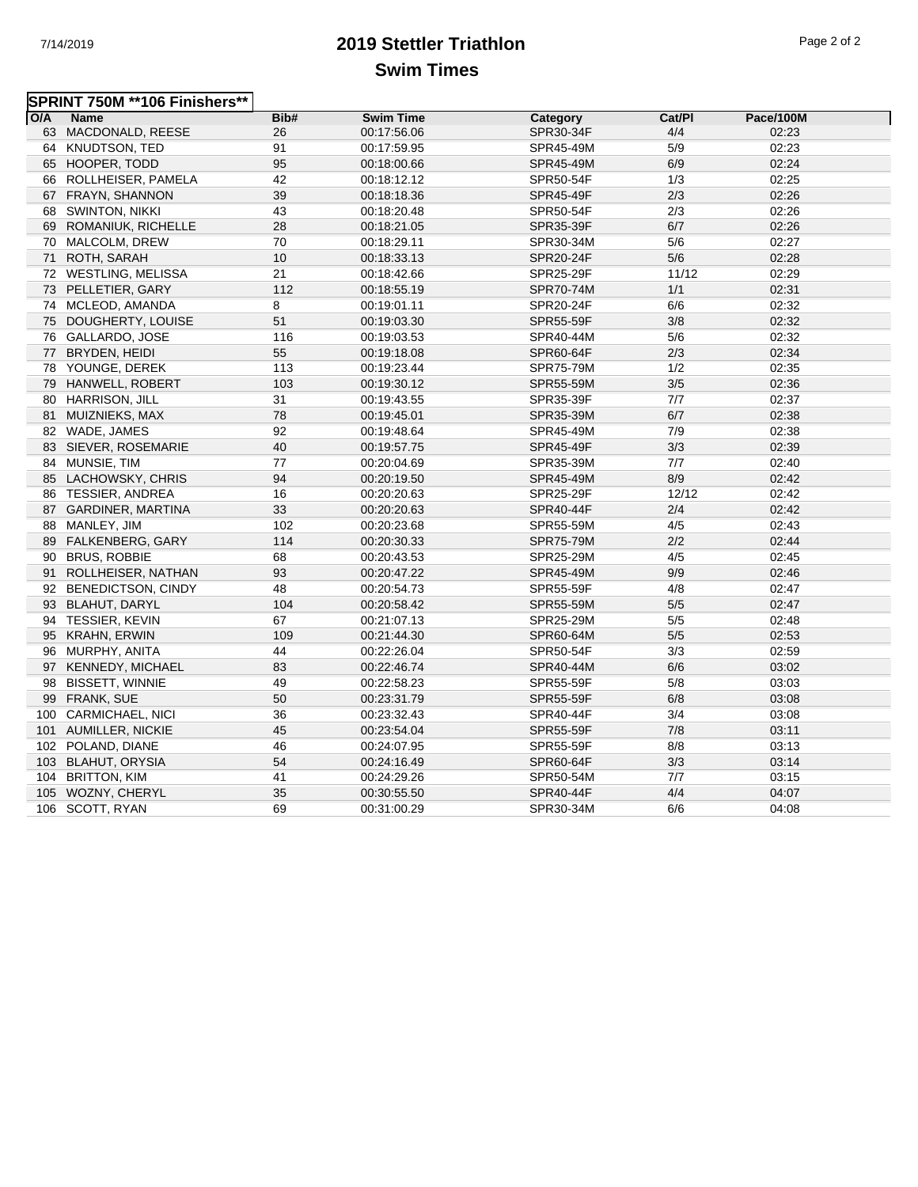# 2019 Stettler Triathlon

## Swim Times

**SPRINT 750M **106 Finishers****

| O/A | Name | Bib# | Swim Time | Category | Cat/Pl | Pace/100M |
|---|---|---|---|---|---|---|
| 63 | MACDONALD, REESE | 26 | 00:17:56.06 | SPR30-34F | 4/4 | 02:23 |
| 64 | KNUDTSON, TED | 91 | 00:17:59.95 | SPR45-49M | 5/9 | 02:23 |
| 65 | HOOPER, TODD | 95 | 00:18:00.66 | SPR45-49M | 6/9 | 02:24 |
| 66 | ROLLHEISER, PAMELA | 42 | 00:18:12.12 | SPR50-54F | 1/3 | 02:25 |
| 67 | FRAYN, SHANNON | 39 | 00:18:18.36 | SPR45-49F | 2/3 | 02:26 |
| 68 | SWINTON, NIKKI | 43 | 00:18:20.48 | SPR50-54F | 2/3 | 02:26 |
| 69 | ROMANIUK, RICHELLE | 28 | 00:18:21.05 | SPR35-39F | 6/7 | 02:26 |
| 70 | MALCOLM, DREW | 70 | 00:18:29.11 | SPR30-34M | 5/6 | 02:27 |
| 71 | ROTH, SARAH | 10 | 00:18:33.13 | SPR20-24F | 5/6 | 02:28 |
| 72 | WESTLING, MELISSA | 21 | 00:18:42.66 | SPR25-29F | 11/12 | 02:29 |
| 73 | PELLETIER, GARY | 112 | 00:18:55.19 | SPR70-74M | 1/1 | 02:31 |
| 74 | MCLEOD, AMANDA | 8 | 00:19:01.11 | SPR20-24F | 6/6 | 02:32 |
| 75 | DOUGHERTY, LOUISE | 51 | 00:19:03.30 | SPR55-59F | 3/8 | 02:32 |
| 76 | GALLARDO, JOSE | 116 | 00:19:03.53 | SPR40-44M | 5/6 | 02:32 |
| 77 | BRYDEN, HEIDI | 55 | 00:19:18.08 | SPR60-64F | 2/3 | 02:34 |
| 78 | YOUNGE, DEREK | 113 | 00:19:23.44 | SPR75-79M | 1/2 | 02:35 |
| 79 | HANWELL, ROBERT | 103 | 00:19:30.12 | SPR55-59M | 3/5 | 02:36 |
| 80 | HARRISON, JILL | 31 | 00:19:43.55 | SPR35-39F | 7/7 | 02:37 |
| 81 | MUIZNIEKS, MAX | 78 | 00:19:45.01 | SPR35-39M | 6/7 | 02:38 |
| 82 | WADE, JAMES | 92 | 00:19:48.64 | SPR45-49M | 7/9 | 02:38 |
| 83 | SIEVER, ROSEMARIE | 40 | 00:19:57.75 | SPR45-49F | 3/3 | 02:39 |
| 84 | MUNSIE, TIM | 77 | 00:20:04.69 | SPR35-39M | 7/7 | 02:40 |
| 85 | LACHOWSKY, CHRIS | 94 | 00:20:19.50 | SPR45-49M | 8/9 | 02:42 |
| 86 | TESSIER, ANDREA | 16 | 00:20:20.63 | SPR25-29F | 12/12 | 02:42 |
| 87 | GARDINER, MARTINA | 33 | 00:20:20.63 | SPR40-44F | 2/4 | 02:42 |
| 88 | MANLEY, JIM | 102 | 00:20:23.68 | SPR55-59M | 4/5 | 02:43 |
| 89 | FALKENBERG, GARY | 114 | 00:20:30.33 | SPR75-79M | 2/2 | 02:44 |
| 90 | BRUS, ROBBIE | 68 | 00:20:43.53 | SPR25-29M | 4/5 | 02:45 |
| 91 | ROLLHEISER, NATHAN | 93 | 00:20:47.22 | SPR45-49M | 9/9 | 02:46 |
| 92 | BENEDICTSON, CINDY | 48 | 00:20:54.73 | SPR55-59F | 4/8 | 02:47 |
| 93 | BLAHUT, DARYL | 104 | 00:20:58.42 | SPR55-59M | 5/5 | 02:47 |
| 94 | TESSIER, KEVIN | 67 | 00:21:07.13 | SPR25-29M | 5/5 | 02:48 |
| 95 | KRAHN, ERWIN | 109 | 00:21:44.30 | SPR60-64M | 5/5 | 02:53 |
| 96 | MURPHY, ANITA | 44 | 00:22:26.04 | SPR50-54F | 3/3 | 02:59 |
| 97 | KENNEDY, MICHAEL | 83 | 00:22:46.74 | SPR40-44M | 6/6 | 03:02 |
| 98 | BISSETT, WINNIE | 49 | 00:22:58.23 | SPR55-59F | 5/8 | 03:03 |
| 99 | FRANK, SUE | 50 | 00:23:31.79 | SPR55-59F | 6/8 | 03:08 |
| 100 | CARMICHAEL, NICI | 36 | 00:23:32.43 | SPR40-44F | 3/4 | 03:08 |
| 101 | AUMILLER, NICKIE | 45 | 00:23:54.04 | SPR55-59F | 7/8 | 03:11 |
| 102 | POLAND, DIANE | 46 | 00:24:07.95 | SPR55-59F | 8/8 | 03:13 |
| 103 | BLAHUT, ORYSIA | 54 | 00:24:16.49 | SPR60-64F | 3/3 | 03:14 |
| 104 | BRITTON, KIM | 41 | 00:24:29.26 | SPR50-54M | 7/7 | 03:15 |
| 105 | WOZNY, CHERYL | 35 | 00:30:55.50 | SPR40-44F | 4/4 | 04:07 |
| 106 | SCOTT, RYAN | 69 | 00:31:00.29 | SPR30-34M | 6/6 | 04:08 |